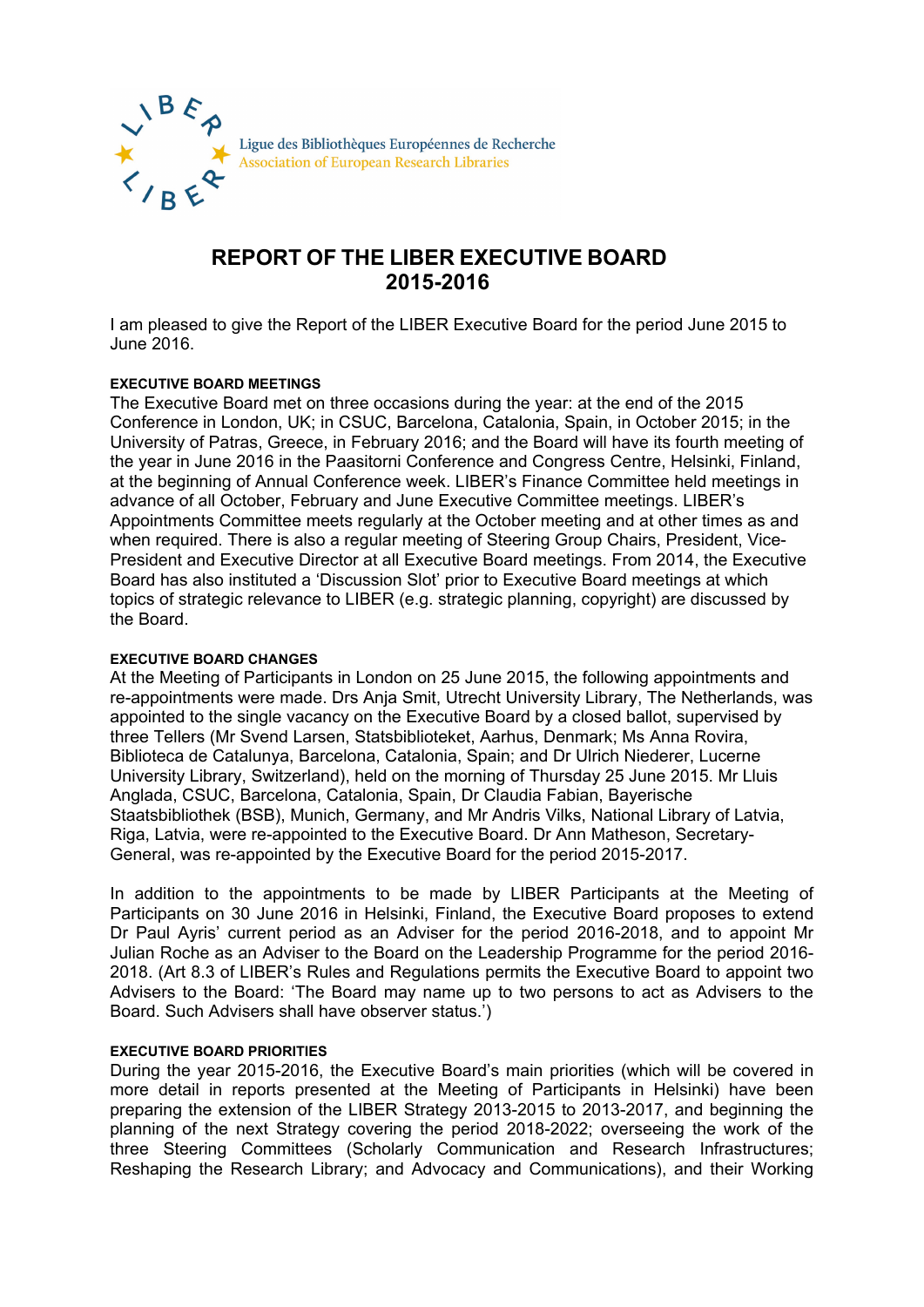Ligue des Bibliothèques Européennes de Recherche
Association of European Research Libraries

# REPORT OF THE LIBER EXECUTIVE BOARD 2015-2016

I am pleased to give the Report of the LIBER Executive Board for the period June 2015 to June 2016.

### EXECUTIVE BOARD MEETINGS

The Executive Board met on three occasions during the year: at the end of the 2015 Conference in London, UK; in CSUC, Barcelona, Catalonia, Spain, in October 2015; in the University of Patras, Greece, in February 2016; and the Board will have its fourth meeting of the year in June 2016 in the Paasitorni Conference and Congress Centre, Helsinki, Finland, at the beginning of Annual Conference week. LIBER's Finance Committee held meetings in advance of all October, February and June Executive Committee meetings. LIBER's Appointments Committee meets regularly at the October meeting and at other times as and when required. There is also a regular meeting of Steering Group Chairs, President, Vice-President and Executive Director at all Executive Board meetings. From 2014, the Executive Board has also instituted a 'Discussion Slot' prior to Executive Board meetings at which topics of strategic relevance to LIBER (e.g. strategic planning, copyright) are discussed by the Board.

### EXECUTIVE BOARD CHANGES

At the Meeting of Participants in London on 25 June 2015, the following appointments and re-appointments were made. Drs Anja Smit, Utrecht University Library, The Netherlands, was appointed to the single vacancy on the Executive Board by a closed ballot, supervised by three Tellers (Mr Svend Larsen, Statsbiblioteket, Aarhus, Denmark; Ms Anna Rovira, Biblioteca de Catalunya, Barcelona, Catalonia, Spain; and Dr Ulrich Niederer, Lucerne University Library, Switzerland), held on the morning of Thursday 25 June 2015. Mr Lluis Anglada, CSUC, Barcelona, Catalonia, Spain, Dr Claudia Fabian, Bayerische Staatsbibliothek (BSB), Munich, Germany, and Mr Andris Vilks, National Library of Latvia, Riga, Latvia, were re-appointed to the Executive Board. Dr Ann Matheson, Secretary-General, was re-appointed by the Executive Board for the period 2015-2017.

In addition to the appointments to be made by LIBER Participants at the Meeting of Participants on 30 June 2016 in Helsinki, Finland, the Executive Board proposes to extend Dr Paul Ayris' current period as an Adviser for the period 2016-2018, and to appoint Mr Julian Roche as an Adviser to the Board on the Leadership Programme for the period 2016-2018. (Art 8.3 of LIBER's Rules and Regulations permits the Executive Board to appoint two Advisers to the Board: 'The Board may name up to two persons to act as Advisers to the Board. Such Advisers shall have observer status.')

### EXECUTIVE BOARD PRIORITIES

During the year 2015-2016, the Executive Board's main priorities (which will be covered in more detail in reports presented at the Meeting of Participants in Helsinki) have been preparing the extension of the LIBER Strategy 2013-2015 to 2013-2017, and beginning the planning of the next Strategy covering the period 2018-2022; overseeing the work of the three Steering Committees (Scholarly Communication and Research Infrastructures; Reshaping the Research Library; and Advocacy and Communications), and their Working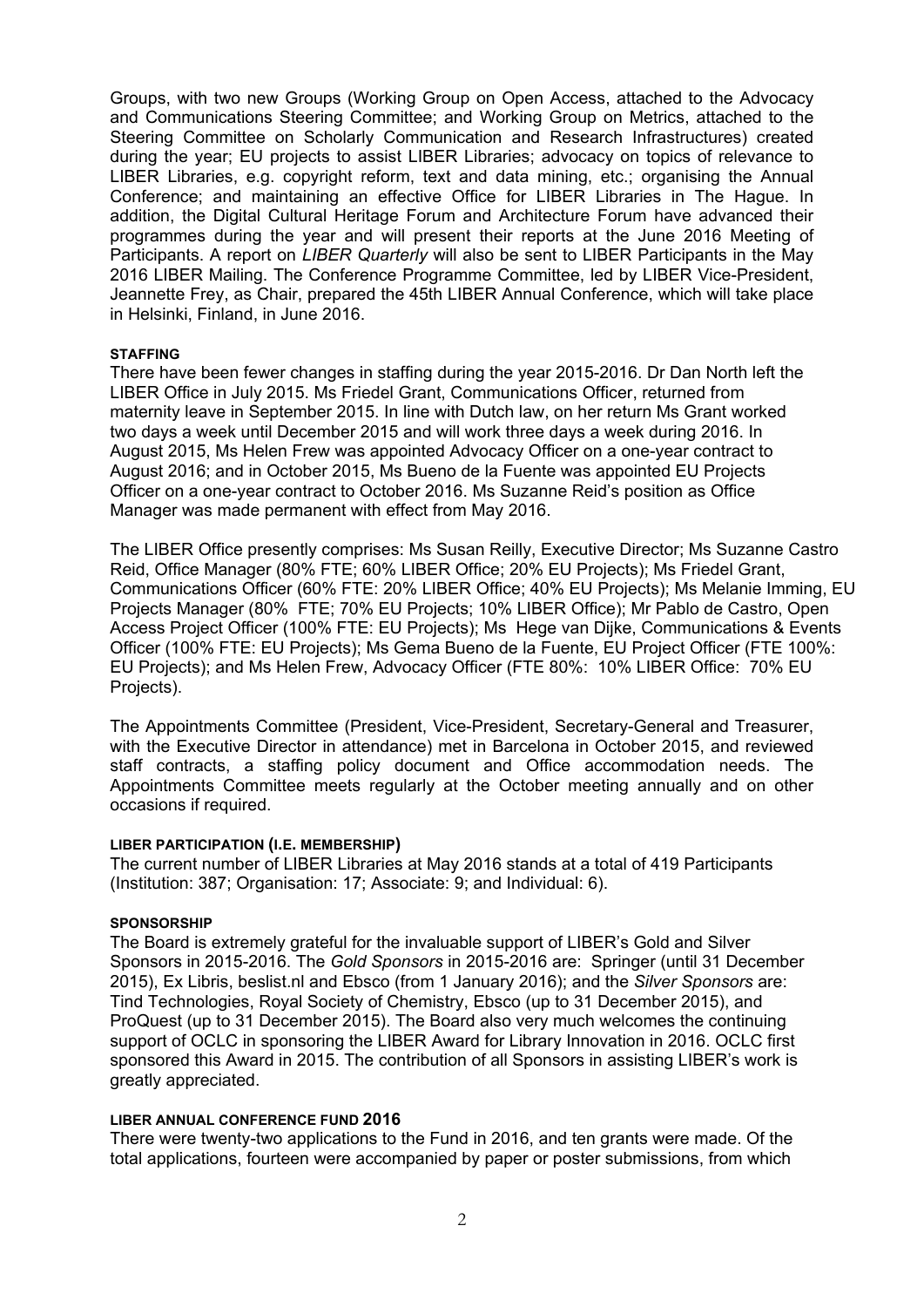Groups, with two new Groups (Working Group on Open Access, attached to the Advocacy and Communications Steering Committee; and Working Group on Metrics, attached to the Steering Committee on Scholarly Communication and Research Infrastructures) created during the year; EU projects to assist LIBER Libraries; advocacy on topics of relevance to LIBER Libraries, e.g. copyright reform, text and data mining, etc.; organising the Annual Conference; and maintaining an effective Office for LIBER Libraries in The Hague. In addition, the Digital Cultural Heritage Forum and Architecture Forum have advanced their programmes during the year and will present their reports at the June 2016 Meeting of Participants. A report on *LIBER Quarterly* will also be sent to LIBER Participants in the May 2016 LIBER Mailing. The Conference Programme Committee, led by LIBER Vice-President, Jeannette Frey, as Chair, prepared the 45th LIBER Annual Conference, which will take place in Helsinki, Finland, in June 2016.

#### STAFFING

There have been fewer changes in staffing during the year 2015-2016. Dr Dan North left the LIBER Office in July 2015. Ms Friedel Grant, Communications Officer, returned from maternity leave in September 2015. In line with Dutch law, on her return Ms Grant worked two days a week until December 2015 and will work three days a week during 2016. In August 2015, Ms Helen Frew was appointed Advocacy Officer on a one-year contract to August 2016; and in October 2015, Ms Bueno de la Fuente was appointed EU Projects Officer on a one-year contract to October 2016. Ms Suzanne Reid's position as Office Manager was made permanent with effect from May 2016.

The LIBER Office presently comprises: Ms Susan Reilly, Executive Director; Ms Suzanne Castro Reid, Office Manager (80% FTE; 60% LIBER Office; 20% EU Projects); Ms Friedel Grant, Communications Officer (60% FTE: 20% LIBER Office; 40% EU Projects); Ms Melanie Imming, EU Projects Manager (80% FTE; 70% EU Projects; 10% LIBER Office); Mr Pablo de Castro, Open Access Project Officer (100% FTE: EU Projects); Ms Hege van Dijke, Communications & Events Officer (100% FTE: EU Projects); Ms Gema Bueno de la Fuente, EU Project Officer (FTE 100%: EU Projects); and Ms Helen Frew, Advocacy Officer (FTE 80%: 10% LIBER Office: 70% EU Projects).

The Appointments Committee (President, Vice-President, Secretary-General and Treasurer, with the Executive Director in attendance) met in Barcelona in October 2015, and reviewed staff contracts, a staffing policy document and Office accommodation needs. The Appointments Committee meets regularly at the October meeting annually and on other occasions if required.

#### LIBER PARTICIPATION (I.E. MEMBERSHIP)

The current number of LIBER Libraries at May 2016 stands at a total of 419 Participants (Institution: 387; Organisation: 17; Associate: 9; and Individual: 6).

#### SPONSORSHIP

The Board is extremely grateful for the invaluable support of LIBER's Gold and Silver Sponsors in 2015-2016. The *Gold Sponsors* in 2015-2016 are: Springer (until 31 December 2015), Ex Libris, beslist.nl and Ebsco (from 1 January 2016); and the *Silver Sponsors* are: Tind Technologies, Royal Society of Chemistry, Ebsco (up to 31 December 2015), and ProQuest (up to 31 December 2015). The Board also very much welcomes the continuing support of OCLC in sponsoring the LIBER Award for Library Innovation in 2016. OCLC first sponsored this Award in 2015. The contribution of all Sponsors in assisting LIBER's work is greatly appreciated.

#### LIBER ANNUAL CONFERENCE FUND 2016

There were twenty-two applications to the Fund in 2016, and ten grants were made. Of the total applications, fourteen were accompanied by paper or poster submissions, from which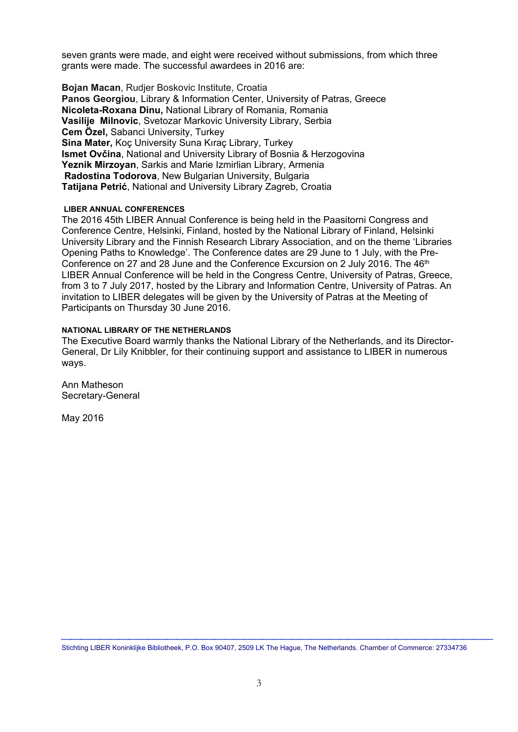seven grants were made, and eight were received without submissions, from which three grants were made. The successful awardees in 2016 are:

**Bojan Macan**, Rudjer Boskovic Institute, Croatia
**Panos Georgiou**, Library & Information Center, University of Patras, Greece
**Nicoleta-Roxana Dinu,** National Library of Romania, Romania
**Vasilije Milnovic**, Svetozar Markovic University Library, Serbia
**Cem Özel,** Sabanci University, Turkey
**Sina Mater,** Koç University Suna Kıraç Library, Turkey
**Ismet Ovčina**, National and University Library of Bosnia & Herzogovina
**Yeznik Mirzoyan**, Sarkis and Marie Izmirlian Library, Armenia
**Radostina Todorova**, New Bulgarian University, Bulgaria
**Tatijana Petrić**, National and University Library Zagreb, Croatia

#### LIBER ANNUAL CONFERENCES

The 2016 45th LIBER Annual Conference is being held in the Paasitorni Congress and Conference Centre, Helsinki, Finland, hosted by the National Library of Finland, Helsinki University Library and the Finnish Research Library Association, and on the theme 'Libraries Opening Paths to Knowledge'. The Conference dates are 29 June to 1 July, with the Pre-Conference on 27 and 28 June and the Conference Excursion on 2 July 2016. The 46th LIBER Annual Conference will be held in the Congress Centre, University of Patras, Greece, from 3 to 7 July 2017, hosted by the Library and Information Centre, University of Patras. An invitation to LIBER delegates will be given by the University of Patras at the Meeting of Participants on Thursday 30 June 2016.

#### NATIONAL LIBRARY OF THE NETHERLANDS

The Executive Board warmly thanks the National Library of the Netherlands, and its Director-General, Dr Lily Knibbler, for their continuing support and assistance to LIBER in numerous ways.

Ann Matheson
Secretary-General

May 2016